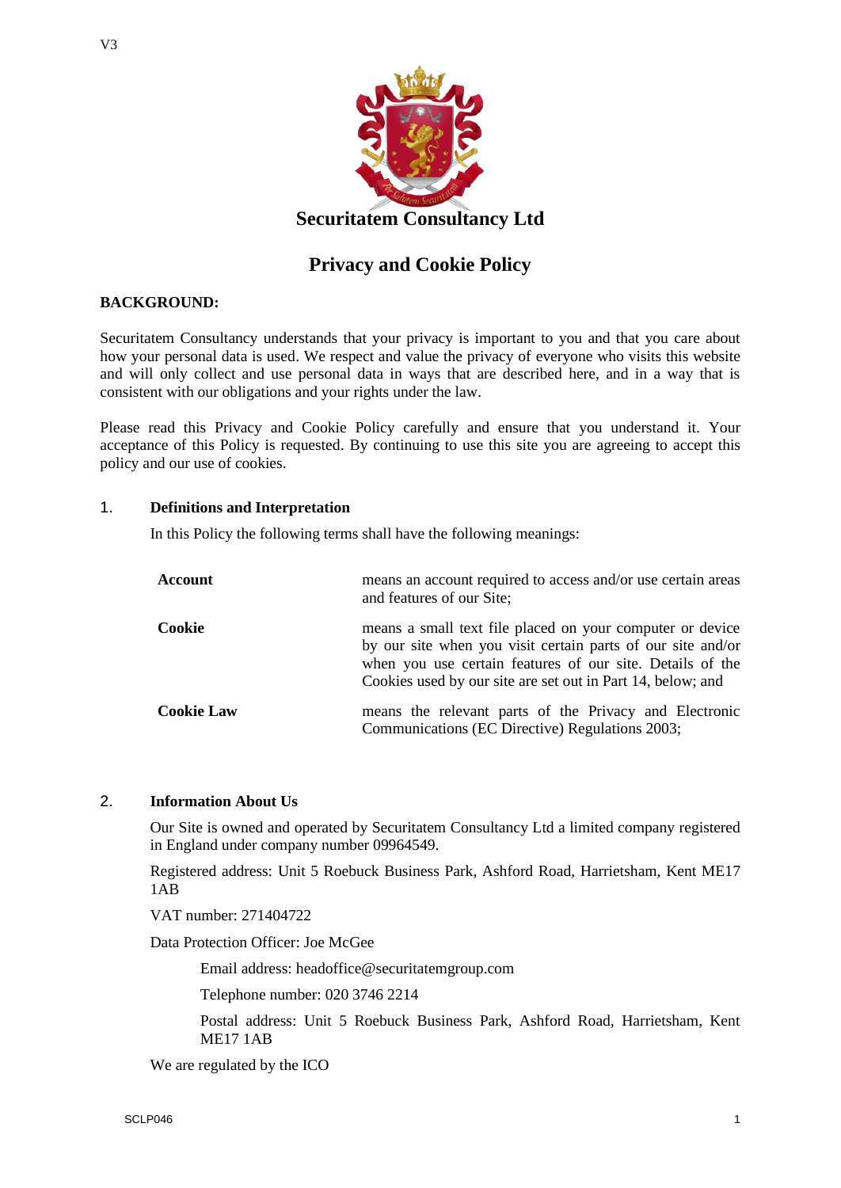V3

# Securitatem Consultancy Ltd

## Privacy and Cookie Policy

**BACKGROUND:**

Securitatem Consultancy understands that your privacy is important to you and that you care about how your personal data is used. We respect and value the privacy of everyone who visits this website and will only collect and use personal data in ways that are described here, and in a way that is consistent with our obligations and your rights under the law.

Please read this Privacy and Cookie Policy carefully and ensure that you understand it. Your acceptance of this Policy is requested. By continuing to use this site you are agreeing to accept this policy and our use of cookies.

### 1. Definitions and Interpretation

In this Policy the following terms shall have the following meanings:

| | |
|---|---|
| **Account** | means an account required to access and/or use certain areas and features of our Site; |
| **Cookie** | means a small text file placed on your computer or device by our site when you visit certain parts of our site and/or when you use certain features of our site. Details of the Cookies used by our site are set out in Part 14, below; and |
| **Cookie Law** | means the relevant parts of the Privacy and Electronic Communications (EC Directive) Regulations 2003; |

### 2. Information About Us

Our Site is owned and operated by Securitatem Consultancy Ltd a limited company registered in England under company number 09964549.

Registered address: Unit 5 Roebuck Business Park, Ashford Road, Harrietsham, Kent ME17 1AB

VAT number: 271404722

Data Protection Officer: Joe McGee

Email address: headoffice@securitatemgroup.com

Telephone number: 020 3746 2214

Postal address: Unit 5 Roebuck Business Park, Ashford Road, Harrietsham, Kent ME17 1AB

We are regulated by the ICO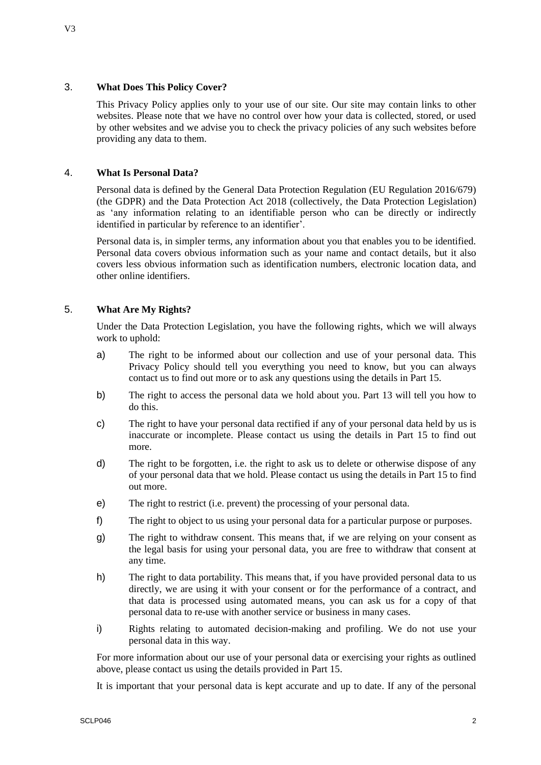## 3. What Does This Policy Cover?

This Privacy Policy applies only to your use of our site. Our site may contain links to other websites. Please note that we have no control over how your data is collected, stored, or used by other websites and we advise you to check the privacy policies of any such websites before providing any data to them.

## 4. What Is Personal Data?

Personal data is defined by the General Data Protection Regulation (EU Regulation 2016/679) (the GDPR) and the Data Protection Act 2018 (collectively, the Data Protection Legislation) as 'any information relating to an identifiable person who can be directly or indirectly identified in particular by reference to an identifier'.

Personal data is, in simpler terms, any information about you that enables you to be identified. Personal data covers obvious information such as your name and contact details, but it also covers less obvious information such as identification numbers, electronic location data, and other online identifiers.

## 5. What Are My Rights?

Under the Data Protection Legislation, you have the following rights, which we will always work to uphold:

a) The right to be informed about our collection and use of your personal data. This Privacy Policy should tell you everything you need to know, but you can always contact us to find out more or to ask any questions using the details in Part 15.

b) The right to access the personal data we hold about you. Part 13 will tell you how to do this.

c) The right to have your personal data rectified if any of your personal data held by us is inaccurate or incomplete. Please contact us using the details in Part 15 to find out more.

d) The right to be forgotten, i.e. the right to ask us to delete or otherwise dispose of any of your personal data that we hold. Please contact us using the details in Part 15 to find out more.

e) The right to restrict (i.e. prevent) the processing of your personal data.

f) The right to object to us using your personal data for a particular purpose or purposes.

g) The right to withdraw consent. This means that, if we are relying on your consent as the legal basis for using your personal data, you are free to withdraw that consent at any time.

h) The right to data portability. This means that, if you have provided personal data to us directly, we are using it with your consent or for the performance of a contract, and that data is processed using automated means, you can ask us for a copy of that personal data to re-use with another service or business in many cases.

i) Rights relating to automated decision-making and profiling. We do not use your personal data in this way.

For more information about our use of your personal data or exercising your rights as outlined above, please contact us using the details provided in Part 15.

It is important that your personal data is kept accurate and up to date. If any of the personal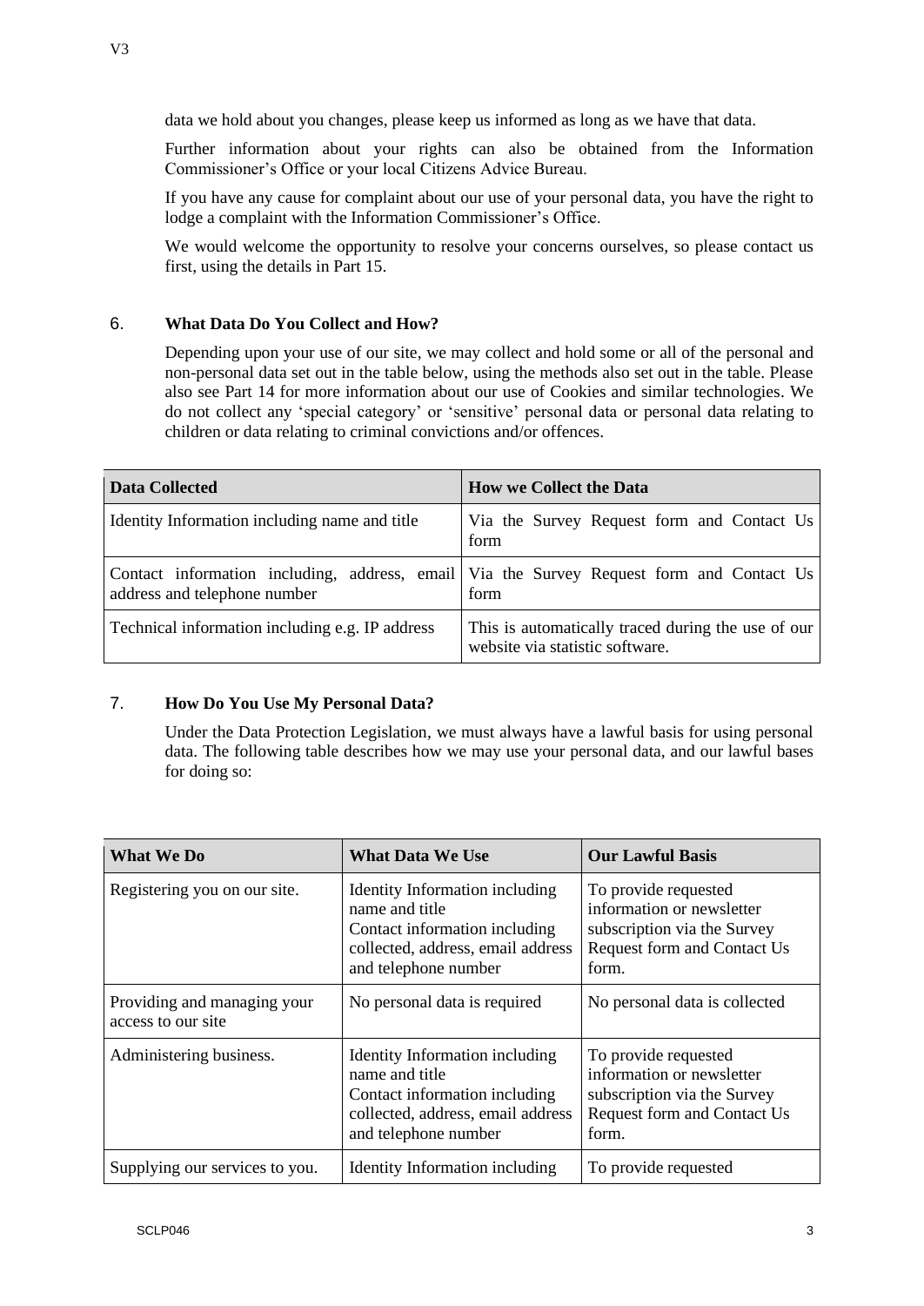data we hold about you changes, please keep us informed as long as we have that data.

Further information about your rights can also be obtained from the Information Commissioner's Office or your local Citizens Advice Bureau.

If you have any cause for complaint about our use of your personal data, you have the right to lodge a complaint with the Information Commissioner's Office.

We would welcome the opportunity to resolve your concerns ourselves, so please contact us first, using the details in Part 15.

## 6. What Data Do You Collect and How?

Depending upon your use of our site, we may collect and hold some or all of the personal and non-personal data set out in the table below, using the methods also set out in the table. Please also see Part 14 for more information about our use of Cookies and similar technologies. We do not collect any 'special category' or 'sensitive' personal data or personal data relating to children or data relating to criminal convictions and/or offences.

| Data Collected | How we Collect the Data |
|---|---|
| Identity Information including name and title | Via the Survey Request form and Contact Us form |
| Contact information including, address, email address and telephone number | Via the Survey Request form and Contact Us form |
| Technical information including e.g. IP address | This is automatically traced during the use of our website via statistic software. |

## 7. How Do You Use My Personal Data?

Under the Data Protection Legislation, we must always have a lawful basis for using personal data. The following table describes how we may use your personal data, and our lawful bases for doing so:

| What We Do | What Data We Use | Our Lawful Basis |
|---|---|---|
| Registering you on our site. | Identity Information including name and title<br>Contact information including collected, address, email address and telephone number | To provide requested information or newsletter subscription via the Survey Request form and Contact Us form. |
| Providing and managing your access to our site | No personal data is required | No personal data is collected |
| Administering business. | Identity Information including name and title<br>Contact information including collected, address, email address and telephone number | To provide requested information or newsletter subscription via the Survey Request form and Contact Us form. |
| Supplying our services to you. | Identity Information including | To provide requested |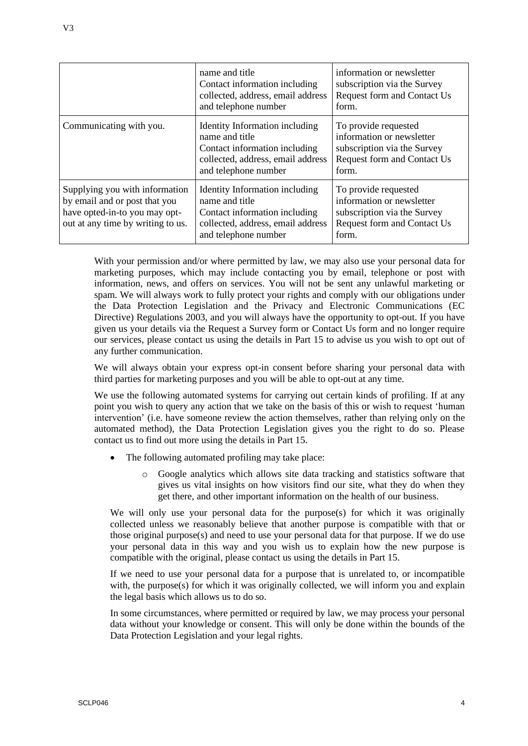|  | name and title<br>Contact information including collected, address, email address and telephone number | information or newsletter subscription via the Survey Request form and Contact Us form. |
| --- | --- | --- |
| Communicating with you. | Identity Information including name and title<br>Contact information including collected, address, email address and telephone number | To provide requested information or newsletter subscription via the Survey Request form and Contact Us form. |
| Supplying you with information by email and or post that you have opted-in-to you may opt-out at any time by writing to us. | Identity Information including name and title<br>Contact information including collected, address, email address and telephone number | To provide requested information or newsletter subscription via the Survey Request form and Contact Us form. |

With your permission and/or where permitted by law, we may also use your personal data for marketing purposes, which may include contacting you by email, telephone or post with information, news, and offers on services. You will not be sent any unlawful marketing or spam. We will always work to fully protect your rights and comply with our obligations under the Data Protection Legislation and the Privacy and Electronic Communications (EC Directive) Regulations 2003, and you will always have the opportunity to opt-out. If you have given us your details via the Request a Survey form or Contact Us form and no longer require our services, please contact us using the details in Part 15 to advise us you wish to opt out of any further communication.

We will always obtain your express opt-in consent before sharing your personal data with third parties for marketing purposes and you will be able to opt-out at any time.

We use the following automated systems for carrying out certain kinds of profiling. If at any point you wish to query any action that we take on the basis of this or wish to request 'human intervention' (i.e. have someone review the action themselves, rather than relying only on the automated method), the Data Protection Legislation gives you the right to do so. Please contact us to find out more using the details in Part 15.

- The following automated profiling may take place:
  - Google analytics which allows site data tracking and statistics software that gives us vital insights on how visitors find our site, what they do when they get there, and other important information on the health of our business.

We will only use your personal data for the purpose(s) for which it was originally collected unless we reasonably believe that another purpose is compatible with that or those original purpose(s) and need to use your personal data for that purpose. If we do use your personal data in this way and you wish us to explain how the new purpose is compatible with the original, please contact us using the details in Part 15.

If we need to use your personal data for a purpose that is unrelated to, or incompatible with, the purpose(s) for which it was originally collected, we will inform you and explain the legal basis which allows us to do so.

In some circumstances, where permitted or required by law, we may process your personal data without your knowledge or consent. This will only be done within the bounds of the Data Protection Legislation and your legal rights.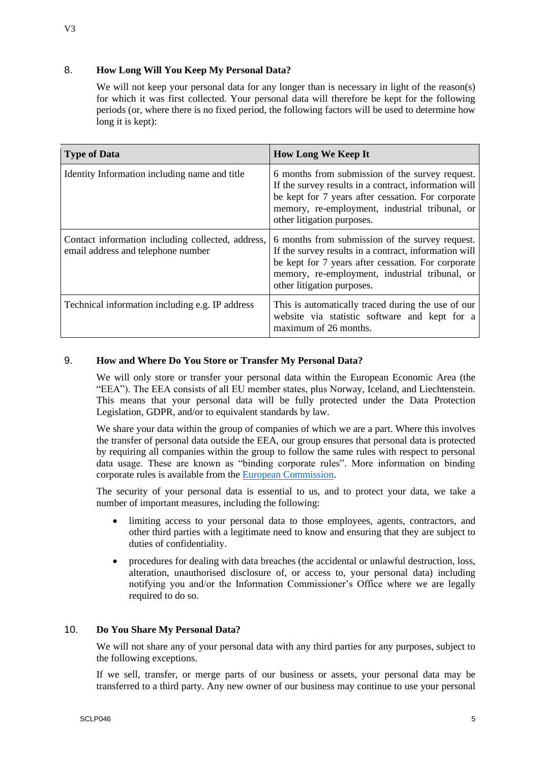## 8. How Long Will You Keep My Personal Data?

We will not keep your personal data for any longer than is necessary in light of the reason(s) for which it was first collected. Your personal data will therefore be kept for the following periods (or, where there is no fixed period, the following factors will be used to determine how long it is kept):

| Type of Data | How Long We Keep It |
|---|---|
| Identity Information including name and title | 6 months from submission of the survey request. If the survey results in a contract, information will be kept for 7 years after cessation. For corporate memory, re-employment, industrial tribunal, or other litigation purposes. |
| Contact information including collected, address, email address and telephone number | 6 months from submission of the survey request. If the survey results in a contract, information will be kept for 7 years after cessation. For corporate memory, re-employment, industrial tribunal, or other litigation purposes. |
| Technical information including e.g. IP address | This is automatically traced during the use of our website via statistic software and kept for a maximum of 26 months. |

## 9. How and Where Do You Store or Transfer My Personal Data?

We will only store or transfer your personal data within the European Economic Area (the "EEA"). The EEA consists of all EU member states, plus Norway, Iceland, and Liechtenstein. This means that your personal data will be fully protected under the Data Protection Legislation, GDPR, and/or to equivalent standards by law.

We share your data within the group of companies of which we are a part. Where this involves the transfer of personal data outside the EEA, our group ensures that personal data is protected by requiring all companies within the group to follow the same rules with respect to personal data usage. These are known as "binding corporate rules". More information on binding corporate rules is available from the European Commission.

The security of your personal data is essential to us, and to protect your data, we take a number of important measures, including the following:

- limiting access to your personal data to those employees, agents, contractors, and other third parties with a legitimate need to know and ensuring that they are subject to duties of confidentiality.
- procedures for dealing with data breaches (the accidental or unlawful destruction, loss, alteration, unauthorised disclosure of, or access to, your personal data) including notifying you and/or the Information Commissioner's Office where we are legally required to do so.

## 10. Do You Share My Personal Data?

We will not share any of your personal data with any third parties for any purposes, subject to the following exceptions.

If we sell, transfer, or merge parts of our business or assets, your personal data may be transferred to a third party. Any new owner of our business may continue to use your personal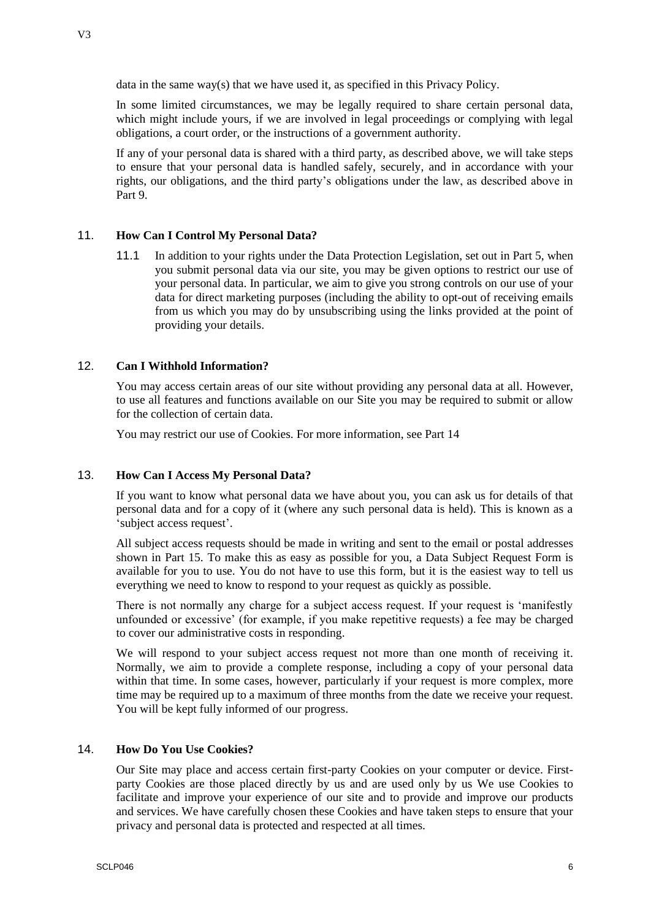data in the same way(s) that we have used it, as specified in this Privacy Policy.

In some limited circumstances, we may be legally required to share certain personal data, which might include yours, if we are involved in legal proceedings or complying with legal obligations, a court order, or the instructions of a government authority.

If any of your personal data is shared with a third party, as described above, we will take steps to ensure that your personal data is handled safely, securely, and in accordance with your rights, our obligations, and the third party's obligations under the law, as described above in Part 9.

## 11. How Can I Control My Personal Data?

11.1 In addition to your rights under the Data Protection Legislation, set out in Part 5, when you submit personal data via our site, you may be given options to restrict our use of your personal data. In particular, we aim to give you strong controls on our use of your data for direct marketing purposes (including the ability to opt-out of receiving emails from us which you may do by unsubscribing using the links provided at the point of providing your details.

## 12. Can I Withhold Information?

You may access certain areas of our site without providing any personal data at all. However, to use all features and functions available on our Site you may be required to submit or allow for the collection of certain data.

You may restrict our use of Cookies. For more information, see Part 14

## 13. How Can I Access My Personal Data?

If you want to know what personal data we have about you, you can ask us for details of that personal data and for a copy of it (where any such personal data is held). This is known as a 'subject access request'.

All subject access requests should be made in writing and sent to the email or postal addresses shown in Part 15. To make this as easy as possible for you, a Data Subject Request Form is available for you to use. You do not have to use this form, but it is the easiest way to tell us everything we need to know to respond to your request as quickly as possible.

There is not normally any charge for a subject access request. If your request is 'manifestly unfounded or excessive' (for example, if you make repetitive requests) a fee may be charged to cover our administrative costs in responding.

We will respond to your subject access request not more than one month of receiving it. Normally, we aim to provide a complete response, including a copy of your personal data within that time. In some cases, however, particularly if your request is more complex, more time may be required up to a maximum of three months from the date we receive your request. You will be kept fully informed of our progress.

## 14. How Do You Use Cookies?

Our Site may place and access certain first-party Cookies on your computer or device. First-party Cookies are those placed directly by us and are used only by us We use Cookies to facilitate and improve your experience of our site and to provide and improve our products and services. We have carefully chosen these Cookies and have taken steps to ensure that your privacy and personal data is protected and respected at all times.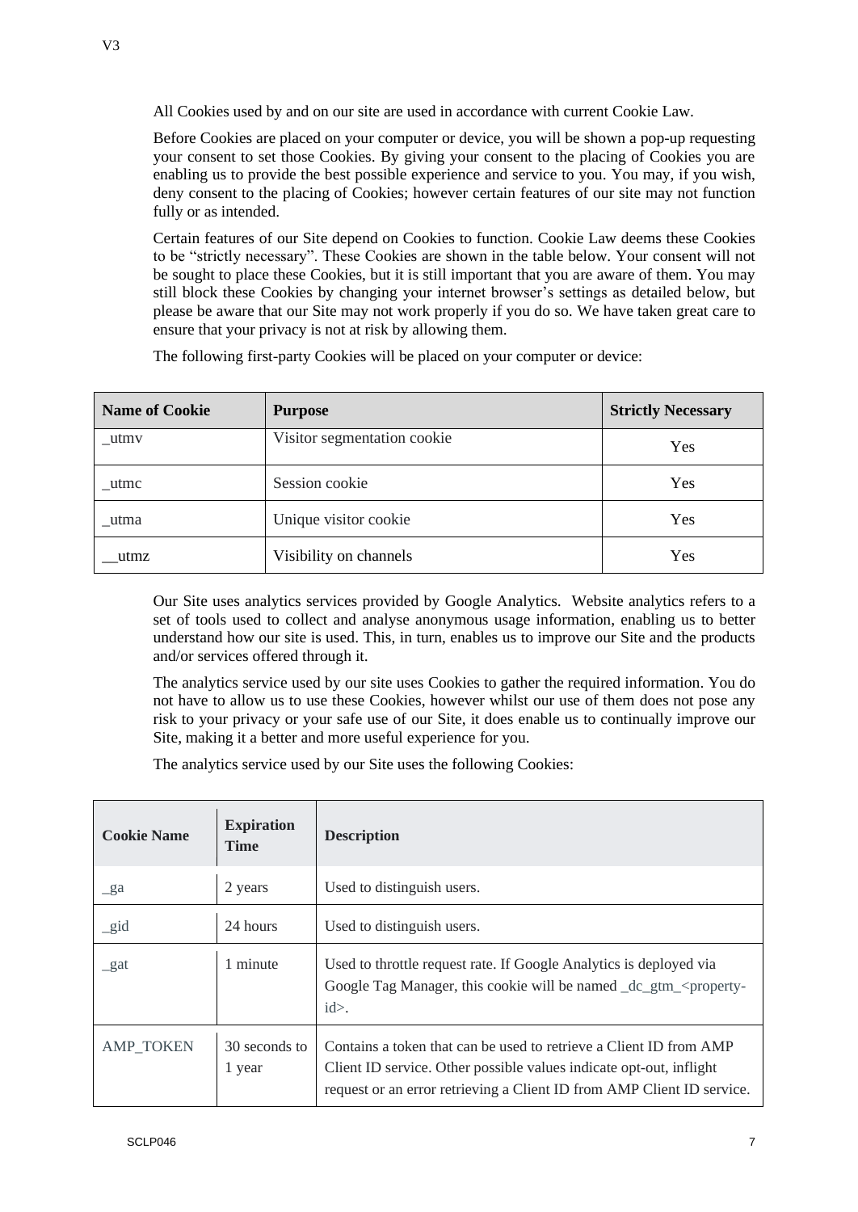All Cookies used by and on our site are used in accordance with current Cookie Law.

Before Cookies are placed on your computer or device, you will be shown a pop-up requesting your consent to set those Cookies. By giving your consent to the placing of Cookies you are enabling us to provide the best possible experience and service to you. You may, if you wish, deny consent to the placing of Cookies; however certain features of our site may not function fully or as intended.

Certain features of our Site depend on Cookies to function. Cookie Law deems these Cookies to be "strictly necessary". These Cookies are shown in the table below. Your consent will not be sought to place these Cookies, but it is still important that you are aware of them. You may still block these Cookies by changing your internet browser's settings as detailed below, but please be aware that our Site may not work properly if you do so. We have taken great care to ensure that your privacy is not at risk by allowing them.

The following first-party Cookies will be placed on your computer or device:

| Name of Cookie | Purpose | Strictly Necessary |
|---|---|---|
| _utmv | Visitor segmentation cookie | Yes |
| _utmc | Session cookie | Yes |
| _utma | Unique visitor cookie | Yes |
| __utmz | Visibility on channels | Yes |

Our Site uses analytics services provided by Google Analytics. Website analytics refers to a set of tools used to collect and analyse anonymous usage information, enabling us to better understand how our site is used. This, in turn, enables us to improve our Site and the products and/or services offered through it.

The analytics service used by our site uses Cookies to gather the required information. You do not have to allow us to use these Cookies, however whilst our use of them does not pose any risk to your privacy or your safe use of our Site, it does enable us to continually improve our Site, making it a better and more useful experience for you.

The analytics service used by our Site uses the following Cookies:

| Cookie Name | Expiration Time | Description |
|---|---|---|
| _ga | 2 years | Used to distinguish users. |
| _gid | 24 hours | Used to distinguish users. |
| _gat | 1 minute | Used to throttle request rate. If Google Analytics is deployed via Google Tag Manager, this cookie will be named _dc_gtm_<property-id>. |
| AMP_TOKEN | 30 seconds to 1 year | Contains a token that can be used to retrieve a Client ID from AMP Client ID service. Other possible values indicate opt-out, inflight request or an error retrieving a Client ID from AMP Client ID service. |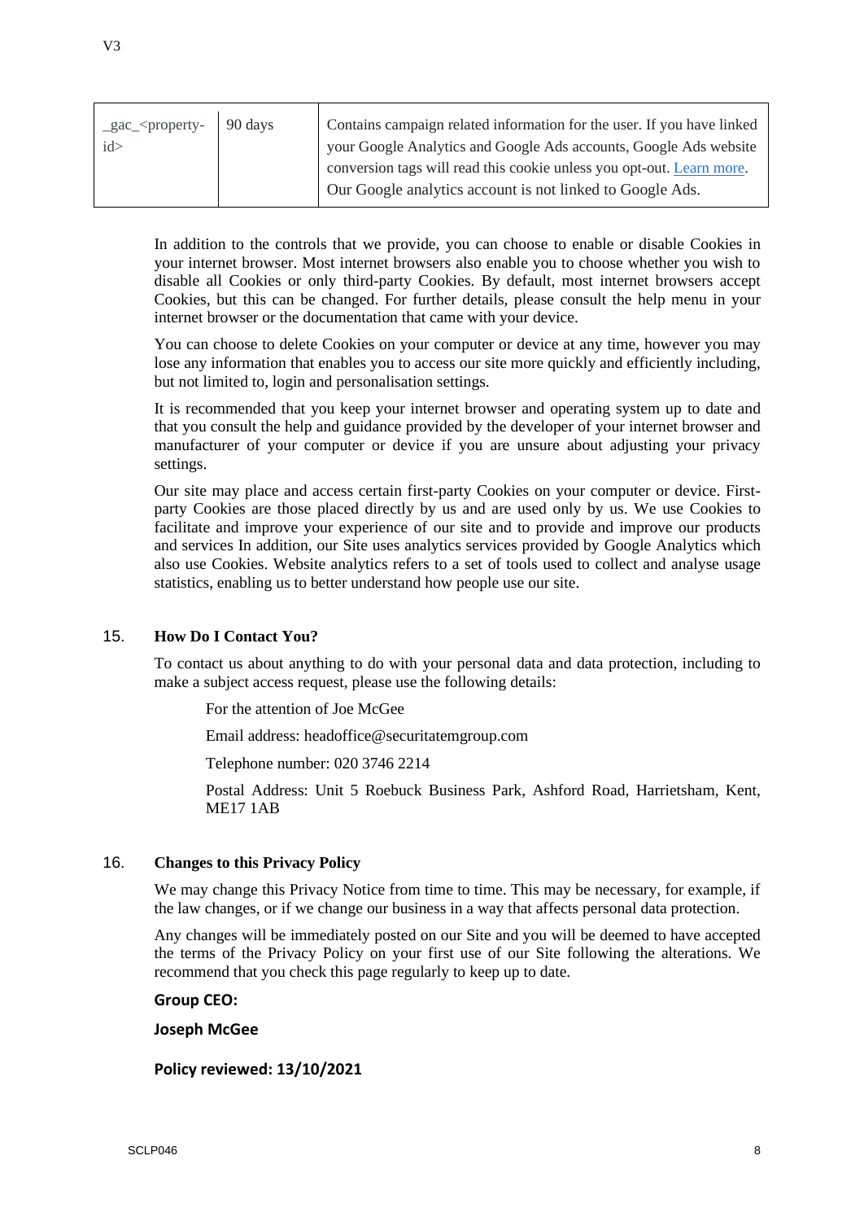| | | |
|---|---|---|
| _gac_<property-id> | 90 days | Contains campaign related information for the user. If you have linked your Google Analytics and Google Ads accounts, Google Ads website conversion tags will read this cookie unless you opt-out. Learn more. Our Google analytics account is not linked to Google Ads. |

In addition to the controls that we provide, you can choose to enable or disable Cookies in your internet browser. Most internet browsers also enable you to choose whether you wish to disable all Cookies or only third-party Cookies. By default, most internet browsers accept Cookies, but this can be changed. For further details, please consult the help menu in your internet browser or the documentation that came with your device.

You can choose to delete Cookies on your computer or device at any time, however you may lose any information that enables you to access our site more quickly and efficiently including, but not limited to, login and personalisation settings.

It is recommended that you keep your internet browser and operating system up to date and that you consult the help and guidance provided by the developer of your internet browser and manufacturer of your computer or device if you are unsure about adjusting your privacy settings.

Our site may place and access certain first-party Cookies on your computer or device. First-party Cookies are those placed directly by us and are used only by us. We use Cookies to facilitate and improve your experience of our site and to provide and improve our products and services In addition, our Site uses analytics services provided by Google Analytics which also use Cookies. Website analytics refers to a set of tools used to collect and analyse usage statistics, enabling us to better understand how people use our site.

## 15. How Do I Contact You?

To contact us about anything to do with your personal data and data protection, including to make a subject access request, please use the following details:

For the attention of Joe McGee

Email address: headoffice@securitatemgroup.com

Telephone number: 020 3746 2214

Postal Address: Unit 5 Roebuck Business Park, Ashford Road, Harrietsham, Kent, ME17 1AB

## 16. Changes to this Privacy Policy

We may change this Privacy Notice from time to time. This may be necessary, for example, if the law changes, or if we change our business in a way that affects personal data protection.

Any changes will be immediately posted on our Site and you will be deemed to have accepted the terms of the Privacy Policy on your first use of our Site following the alterations. We recommend that you check this page regularly to keep up to date.

**Group CEO:**

**Joseph McGee**

**Policy reviewed: 13/10/2021**